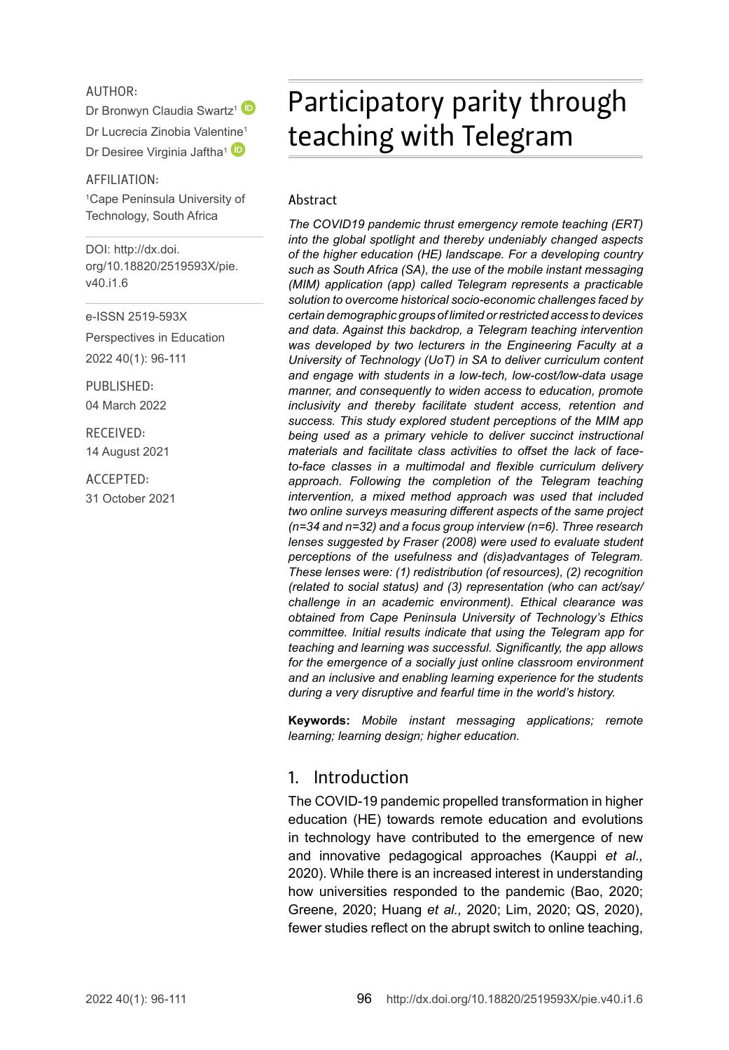AUTHOR:

Dr Bronwyn Claudia Swartz[1]

Dr Lucrecia Zinobia Valentine[1]

Dr Desiree Virginia Jaftha[1]

AFFILIATION:

[1]Cape Peninsula University of Technology, South Africa

DOI: http://dx.doi.org/10.18820/2519593X/pie.v40.i1.6

e-ISSN 2519-593X

Perspectives in Education

2022 40(1): 96-111

PUBLISHED:

04 March 2022

RECEIVED:

14 August 2021

ACCEPTED:

31 October 2021

# Participatory parity through teaching with Telegram

## Abstract

*The COVID19 pandemic thrust emergency remote teaching (ERT) into the global spotlight and thereby undeniably changed aspects of the higher education (HE) landscape. For a developing country such as South Africa (SA), the use of the mobile instant messaging (MIM) application (app) called Telegram represents a practicable solution to overcome historical socio-economic challenges faced by certain demographic groups of limited or restricted access to devices and data. Against this backdrop, a Telegram teaching intervention was developed by two lecturers in the Engineering Faculty at a University of Technology (UoT) in SA to deliver curriculum content and engage with students in a low-tech, low-cost/low-data usage manner, and consequently to widen access to education, promote inclusivity and thereby facilitate student access, retention and success. This study explored student perceptions of the MIM app being used as a primary vehicle to deliver succinct instructional materials and facilitate class activities to offset the lack of face-to-face classes in a multimodal and flexible curriculum delivery approach. Following the completion of the Telegram teaching intervention, a mixed method approach was used that included two online surveys measuring different aspects of the same project (n=34 and n=32) and a focus group interview (n=6). Three research lenses suggested by Fraser (2008) were used to evaluate student perceptions of the usefulness and (dis)advantages of Telegram. These lenses were: (1) redistribution (of resources), (2) recognition (related to social status) and (3) representation (who can act/say/challenge in an academic environment). Ethical clearance was obtained from Cape Peninsula University of Technology's Ethics committee. Initial results indicate that using the Telegram app for teaching and learning was successful. Significantly, the app allows for the emergence of a socially just online classroom environment and an inclusive and enabling learning experience for the students during a very disruptive and fearful time in the world's history.*

**Keywords:** *Mobile instant messaging applications; remote learning; learning design; higher education.*

## 1. Introduction

The COVID-19 pandemic propelled transformation in higher education (HE) towards remote education and evolutions in technology have contributed to the emergence of new and innovative pedagogical approaches (Kauppi *et al.,* 2020). While there is an increased interest in understanding how universities responded to the pandemic (Bao, 2020; Greene, 2020; Huang *et al.,* 2020; Lim, 2020; QS, 2020), fewer studies reflect on the abrupt switch to online teaching,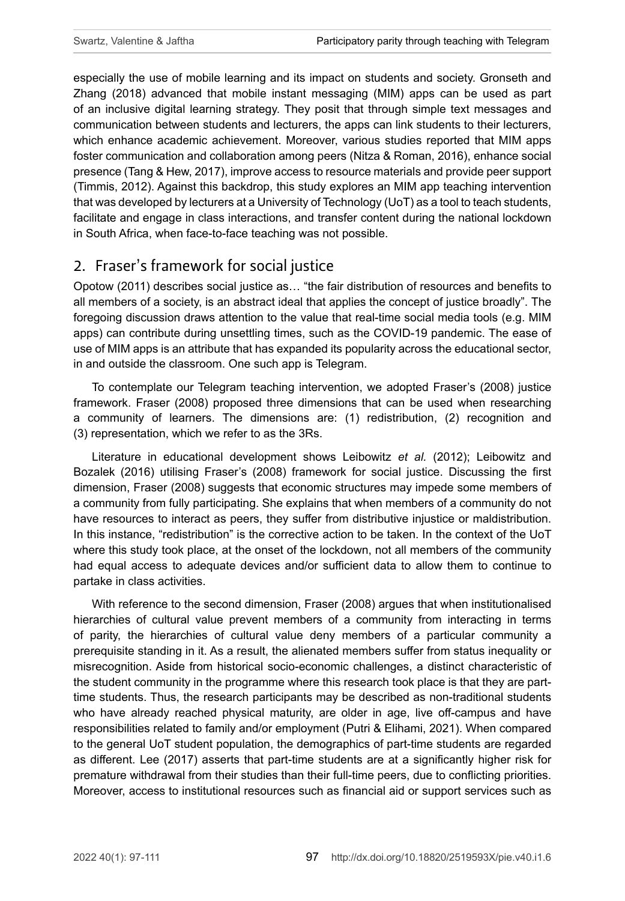especially the use of mobile learning and its impact on students and society. Gronseth and Zhang (2018) advanced that mobile instant messaging (MIM) apps can be used as part of an inclusive digital learning strategy. They posit that through simple text messages and communication between students and lecturers, the apps can link students to their lecturers, which enhance academic achievement. Moreover, various studies reported that MIM apps foster communication and collaboration among peers (Nitza & Roman, 2016), enhance social presence (Tang & Hew, 2017), improve access to resource materials and provide peer support (Timmis, 2012). Against this backdrop, this study explores an MIM app teaching intervention that was developed by lecturers at a University of Technology (UoT) as a tool to teach students, facilitate and engage in class interactions, and transfer content during the national lockdown in South Africa, when face-to-face teaching was not possible.

## 2. Fraser's framework for social justice

Opotow (2011) describes social justice as… "the fair distribution of resources and benefits to all members of a society, is an abstract ideal that applies the concept of justice broadly". The foregoing discussion draws attention to the value that real-time social media tools (e.g. MIM apps) can contribute during unsettling times, such as the COVID-19 pandemic. The ease of use of MIM apps is an attribute that has expanded its popularity across the educational sector, in and outside the classroom. One such app is Telegram.

To contemplate our Telegram teaching intervention, we adopted Fraser's (2008) justice framework. Fraser (2008) proposed three dimensions that can be used when researching a community of learners. The dimensions are: (1) redistribution, (2) recognition and (3) representation, which we refer to as the 3Rs.

Literature in educational development shows Leibowitz *et al.* (2012); Leibowitz and Bozalek (2016) utilising Fraser's (2008) framework for social justice. Discussing the first dimension, Fraser (2008) suggests that economic structures may impede some members of a community from fully participating. She explains that when members of a community do not have resources to interact as peers, they suffer from distributive injustice or maldistribution. In this instance, "redistribution" is the corrective action to be taken. In the context of the UoT where this study took place, at the onset of the lockdown, not all members of the community had equal access to adequate devices and/or sufficient data to allow them to continue to partake in class activities.

With reference to the second dimension, Fraser (2008) argues that when institutionalised hierarchies of cultural value prevent members of a community from interacting in terms of parity, the hierarchies of cultural value deny members of a particular community a prerequisite standing in it. As a result, the alienated members suffer from status inequality or misrecognition. Aside from historical socio-economic challenges, a distinct characteristic of the student community in the programme where this research took place is that they are part-time students. Thus, the research participants may be described as non-traditional students who have already reached physical maturity, are older in age, live off-campus and have responsibilities related to family and/or employment (Putri & Elihami, 2021). When compared to the general UoT student population, the demographics of part-time students are regarded as different. Lee (2017) asserts that part-time students are at a significantly higher risk for premature withdrawal from their studies than their full-time peers, due to conflicting priorities. Moreover, access to institutional resources such as financial aid or support services such as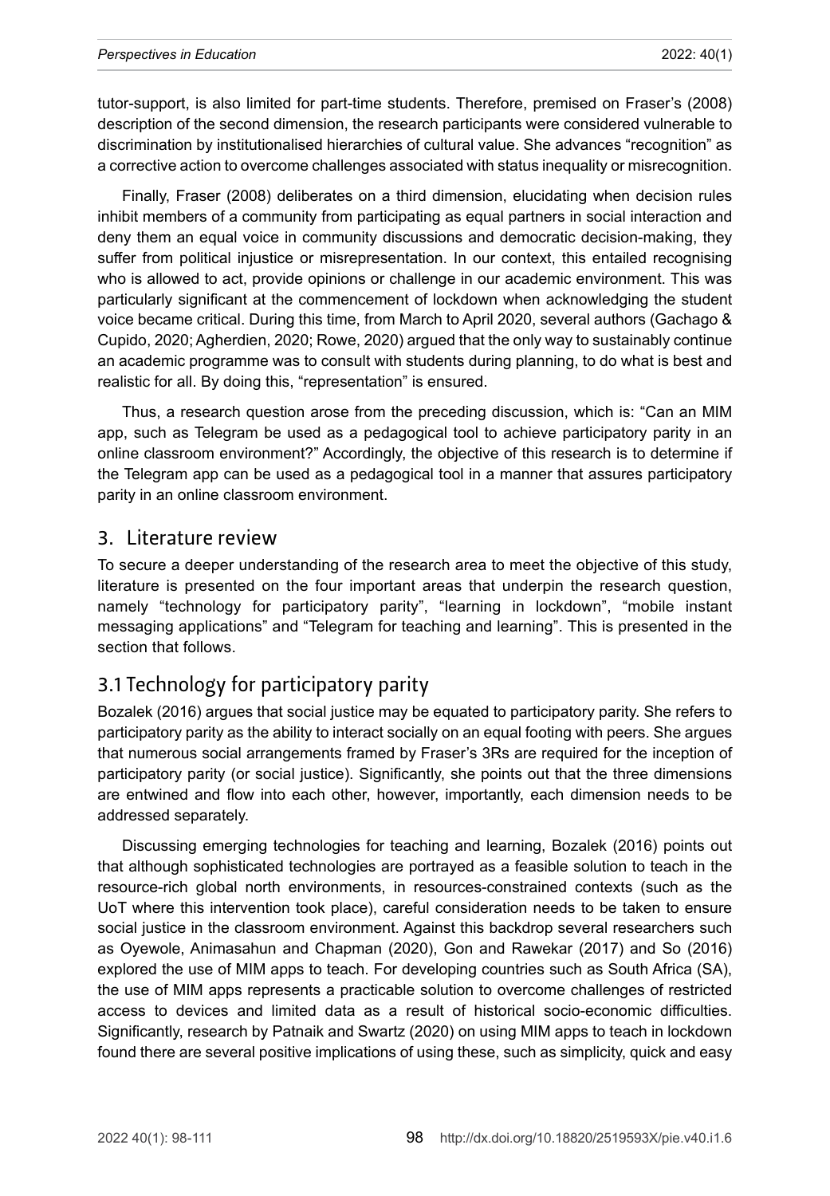tutor-support, is also limited for part-time students. Therefore, premised on Fraser's (2008) description of the second dimension, the research participants were considered vulnerable to discrimination by institutionalised hierarchies of cultural value. She advances "recognition" as a corrective action to overcome challenges associated with status inequality or misrecognition.

Finally, Fraser (2008) deliberates on a third dimension, elucidating when decision rules inhibit members of a community from participating as equal partners in social interaction and deny them an equal voice in community discussions and democratic decision-making, they suffer from political injustice or misrepresentation. In our context, this entailed recognising who is allowed to act, provide opinions or challenge in our academic environment. This was particularly significant at the commencement of lockdown when acknowledging the student voice became critical. During this time, from March to April 2020, several authors (Gachago & Cupido, 2020; Agherdien, 2020; Rowe, 2020) argued that the only way to sustainably continue an academic programme was to consult with students during planning, to do what is best and realistic for all. By doing this, "representation" is ensured.

Thus, a research question arose from the preceding discussion, which is: "Can an MIM app, such as Telegram be used as a pedagogical tool to achieve participatory parity in an online classroom environment?" Accordingly, the objective of this research is to determine if the Telegram app can be used as a pedagogical tool in a manner that assures participatory parity in an online classroom environment.

## 3. Literature review

To secure a deeper understanding of the research area to meet the objective of this study, literature is presented on the four important areas that underpin the research question, namely "technology for participatory parity", "learning in lockdown", "mobile instant messaging applications" and "Telegram for teaching and learning". This is presented in the section that follows.

### 3.1 Technology for participatory parity

Bozalek (2016) argues that social justice may be equated to participatory parity. She refers to participatory parity as the ability to interact socially on an equal footing with peers. She argues that numerous social arrangements framed by Fraser's 3Rs are required for the inception of participatory parity (or social justice). Significantly, she points out that the three dimensions are entwined and flow into each other, however, importantly, each dimension needs to be addressed separately.

Discussing emerging technologies for teaching and learning, Bozalek (2016) points out that although sophisticated technologies are portrayed as a feasible solution to teach in the resource-rich global north environments, in resources-constrained contexts (such as the UoT where this intervention took place), careful consideration needs to be taken to ensure social justice in the classroom environment. Against this backdrop several researchers such as Oyewole, Animasahun and Chapman (2020), Gon and Rawekar (2017) and So (2016) explored the use of MIM apps to teach. For developing countries such as South Africa (SA), the use of MIM apps represents a practicable solution to overcome challenges of restricted access to devices and limited data as a result of historical socio-economic difficulties. Significantly, research by Patnaik and Swartz (2020) on using MIM apps to teach in lockdown found there are several positive implications of using these, such as simplicity, quick and easy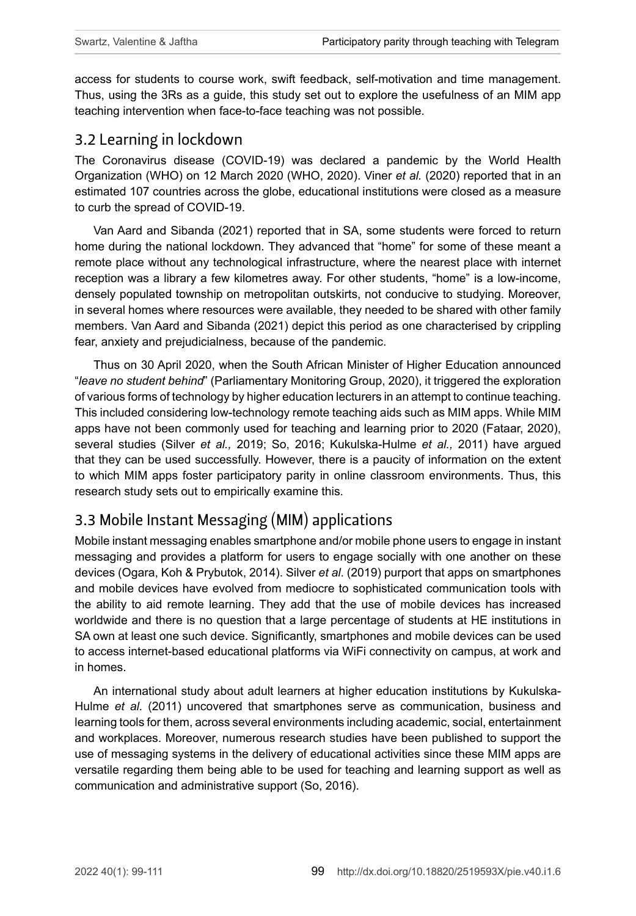access for students to course work, swift feedback, self-motivation and time management. Thus, using the 3Rs as a guide, this study set out to explore the usefulness of an MIM app teaching intervention when face-to-face teaching was not possible.

## 3.2 Learning in lockdown

The Coronavirus disease (COVID-19) was declared a pandemic by the World Health Organization (WHO) on 12 March 2020 (WHO, 2020). Viner *et al.* (2020) reported that in an estimated 107 countries across the globe, educational institutions were closed as a measure to curb the spread of COVID-19.

Van Aard and Sibanda (2021) reported that in SA, some students were forced to return home during the national lockdown. They advanced that "home" for some of these meant a remote place without any technological infrastructure, where the nearest place with internet reception was a library a few kilometres away. For other students, "home" is a low-income, densely populated township on metropolitan outskirts, not conducive to studying. Moreover, in several homes where resources were available, they needed to be shared with other family members. Van Aard and Sibanda (2021) depict this period as one characterised by crippling fear, anxiety and prejudicialness, because of the pandemic.

Thus on 30 April 2020, when the South African Minister of Higher Education announced "*leave no student behind*" (Parliamentary Monitoring Group, 2020), it triggered the exploration of various forms of technology by higher education lecturers in an attempt to continue teaching. This included considering low-technology remote teaching aids such as MIM apps. While MIM apps have not been commonly used for teaching and learning prior to 2020 (Fataar, 2020), several studies (Silver *et al.,* 2019; So, 2016; Kukulska-Hulme *et al.,* 2011) have argued that they can be used successfully. However, there is a paucity of information on the extent to which MIM apps foster participatory parity in online classroom environments. Thus, this research study sets out to empirically examine this.

## 3.3 Mobile Instant Messaging (MIM) applications

Mobile instant messaging enables smartphone and/or mobile phone users to engage in instant messaging and provides a platform for users to engage socially with one another on these devices (Ogara, Koh & Prybutok, 2014). Silver *et al*. (2019) purport that apps on smartphones and mobile devices have evolved from mediocre to sophisticated communication tools with the ability to aid remote learning. They add that the use of mobile devices has increased worldwide and there is no question that a large percentage of students at HE institutions in SA own at least one such device. Significantly, smartphones and mobile devices can be used to access internet-based educational platforms via WiFi connectivity on campus, at work and in homes.

An international study about adult learners at higher education institutions by Kukulska-Hulme *et al.* (2011) uncovered that smartphones serve as communication, business and learning tools for them, across several environments including academic, social, entertainment and workplaces. Moreover, numerous research studies have been published to support the use of messaging systems in the delivery of educational activities since these MIM apps are versatile regarding them being able to be used for teaching and learning support as well as communication and administrative support (So, 2016).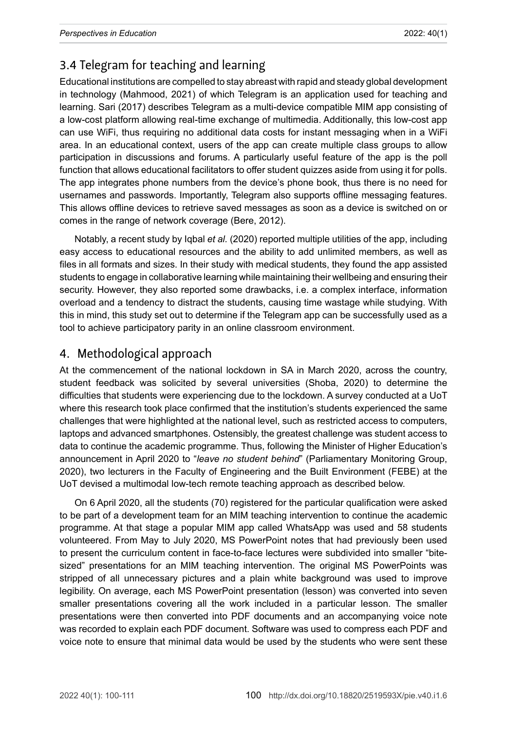## 3.4 Telegram for teaching and learning

Educational institutions are compelled to stay abreast with rapid and steady global development in technology (Mahmood, 2021) of which Telegram is an application used for teaching and learning. Sari (2017) describes Telegram as a multi-device compatible MIM app consisting of a low-cost platform allowing real-time exchange of multimedia. Additionally, this low-cost app can use WiFi, thus requiring no additional data costs for instant messaging when in a WiFi area. In an educational context, users of the app can create multiple class groups to allow participation in discussions and forums. A particularly useful feature of the app is the poll function that allows educational facilitators to offer student quizzes aside from using it for polls. The app integrates phone numbers from the device's phone book, thus there is no need for usernames and passwords. Importantly, Telegram also supports offline messaging features. This allows offline devices to retrieve saved messages as soon as a device is switched on or comes in the range of network coverage (Bere, 2012).

Notably, a recent study by Iqbal *et al.* (2020) reported multiple utilities of the app, including easy access to educational resources and the ability to add unlimited members, as well as files in all formats and sizes. In their study with medical students, they found the app assisted students to engage in collaborative learning while maintaining their wellbeing and ensuring their security. However, they also reported some drawbacks, i.e. a complex interface, information overload and a tendency to distract the students, causing time wastage while studying. With this in mind, this study set out to determine if the Telegram app can be successfully used as a tool to achieve participatory parity in an online classroom environment.

## 4. Methodological approach

At the commencement of the national lockdown in SA in March 2020, across the country, student feedback was solicited by several universities (Shoba, 2020) to determine the difficulties that students were experiencing due to the lockdown. A survey conducted at a UoT where this research took place confirmed that the institution's students experienced the same challenges that were highlighted at the national level, such as restricted access to computers, laptops and advanced smartphones. Ostensibly, the greatest challenge was student access to data to continue the academic programme. Thus, following the Minister of Higher Education's announcement in April 2020 to "*leave no student behind*" (Parliamentary Monitoring Group, 2020), two lecturers in the Faculty of Engineering and the Built Environment (FEBE) at the UoT devised a multimodal low-tech remote teaching approach as described below.

On 6 April 2020, all the students (70) registered for the particular qualification were asked to be part of a development team for an MIM teaching intervention to continue the academic programme. At that stage a popular MIM app called WhatsApp was used and 58 students volunteered. From May to July 2020, MS PowerPoint notes that had previously been used to present the curriculum content in face-to-face lectures were subdivided into smaller "bite-sized" presentations for an MIM teaching intervention. The original MS PowerPoints was stripped of all unnecessary pictures and a plain white background was used to improve legibility. On average, each MS PowerPoint presentation (lesson) was converted into seven smaller presentations covering all the work included in a particular lesson. The smaller presentations were then converted into PDF documents and an accompanying voice note was recorded to explain each PDF document. Software was used to compress each PDF and voice note to ensure that minimal data would be used by the students who were sent these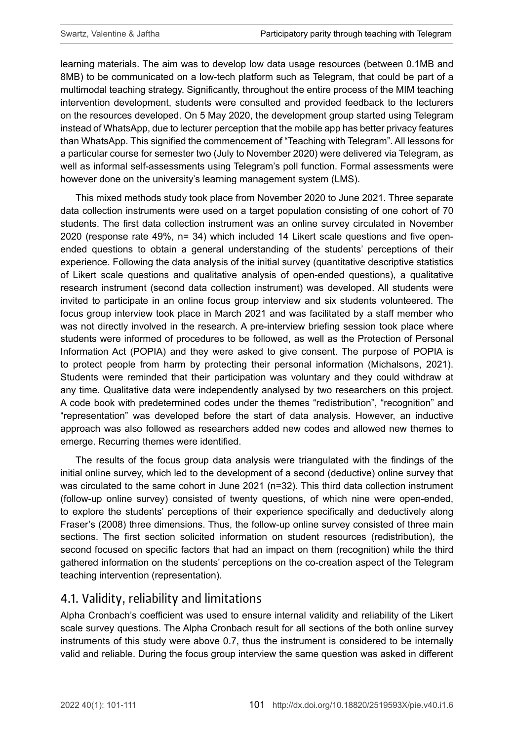learning materials. The aim was to develop low data usage resources (between 0.1MB and 8MB) to be communicated on a low-tech platform such as Telegram, that could be part of a multimodal teaching strategy. Significantly, throughout the entire process of the MIM teaching intervention development, students were consulted and provided feedback to the lecturers on the resources developed. On 5 May 2020, the development group started using Telegram instead of WhatsApp, due to lecturer perception that the mobile app has better privacy features than WhatsApp. This signified the commencement of "Teaching with Telegram". All lessons for a particular course for semester two (July to November 2020) were delivered via Telegram, as well as informal self-assessments using Telegram's poll function. Formal assessments were however done on the university's learning management system (LMS).

This mixed methods study took place from November 2020 to June 2021. Three separate data collection instruments were used on a target population consisting of one cohort of 70 students. The first data collection instrument was an online survey circulated in November 2020 (response rate 49%, n= 34) which included 14 Likert scale questions and five open-ended questions to obtain a general understanding of the students' perceptions of their experience. Following the data analysis of the initial survey (quantitative descriptive statistics of Likert scale questions and qualitative analysis of open-ended questions), a qualitative research instrument (second data collection instrument) was developed. All students were invited to participate in an online focus group interview and six students volunteered. The focus group interview took place in March 2021 and was facilitated by a staff member who was not directly involved in the research. A pre-interview briefing session took place where students were informed of procedures to be followed, as well as the Protection of Personal Information Act (POPIA) and they were asked to give consent. The purpose of POPIA is to protect people from harm by protecting their personal information (Michalsons, 2021). Students were reminded that their participation was voluntary and they could withdraw at any time. Qualitative data were independently analysed by two researchers on this project. A code book with predetermined codes under the themes "redistribution", "recognition" and "representation" was developed before the start of data analysis. However, an inductive approach was also followed as researchers added new codes and allowed new themes to emerge. Recurring themes were identified.

The results of the focus group data analysis were triangulated with the findings of the initial online survey, which led to the development of a second (deductive) online survey that was circulated to the same cohort in June 2021 (n=32). This third data collection instrument (follow-up online survey) consisted of twenty questions, of which nine were open-ended, to explore the students' perceptions of their experience specifically and deductively along Fraser's (2008) three dimensions. Thus, the follow-up online survey consisted of three main sections. The first section solicited information on student resources (redistribution), the second focused on specific factors that had an impact on them (recognition) while the third gathered information on the students' perceptions on the co-creation aspect of the Telegram teaching intervention (representation).

## 4.1. Validity, reliability and limitations

Alpha Cronbach's coefficient was used to ensure internal validity and reliability of the Likert scale survey questions. The Alpha Cronbach result for all sections of the both online survey instruments of this study were above 0.7, thus the instrument is considered to be internally valid and reliable. During the focus group interview the same question was asked in different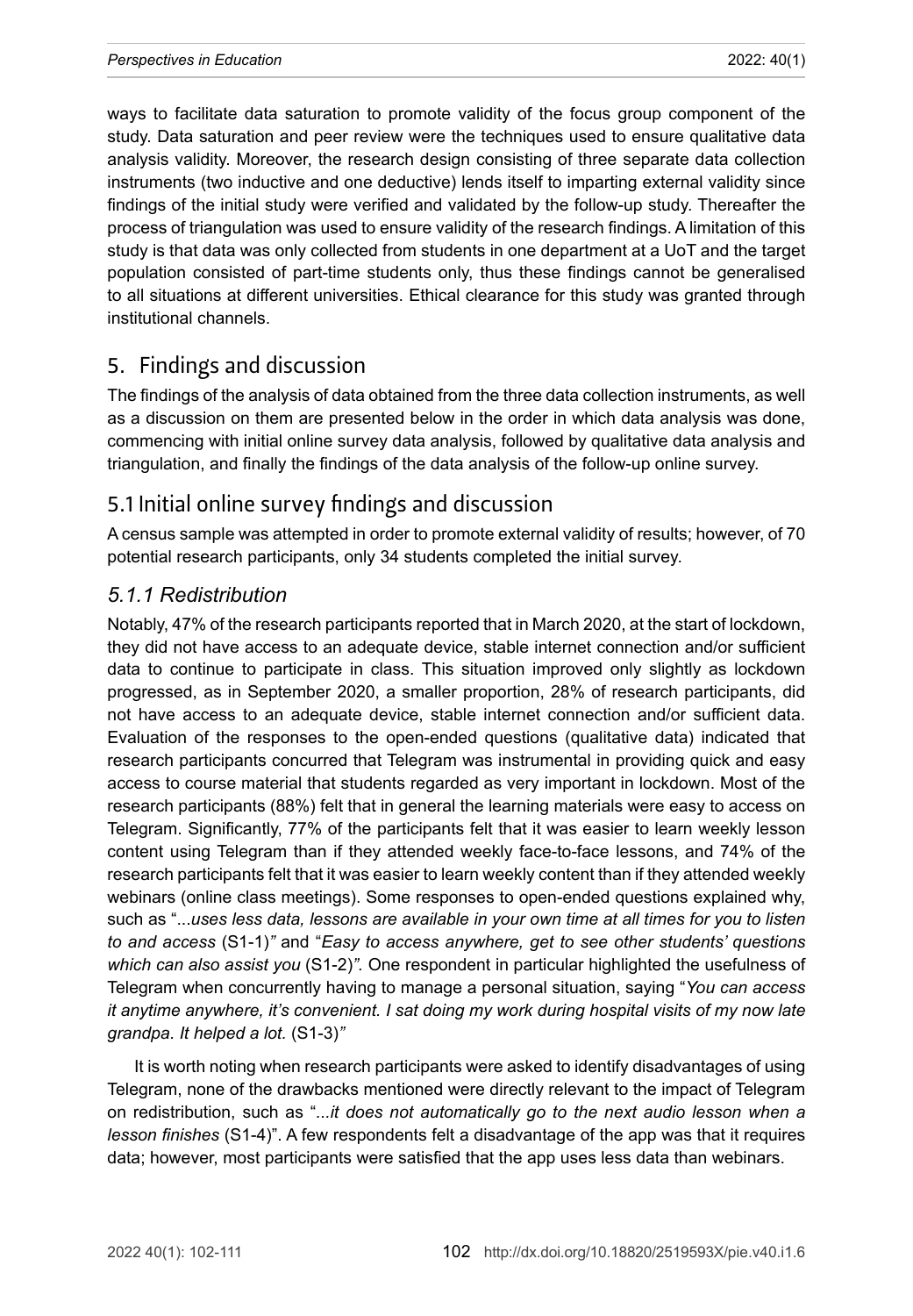ways to facilitate data saturation to promote validity of the focus group component of the study. Data saturation and peer review were the techniques used to ensure qualitative data analysis validity. Moreover, the research design consisting of three separate data collection instruments (two inductive and one deductive) lends itself to imparting external validity since findings of the initial study were verified and validated by the follow-up study. Thereafter the process of triangulation was used to ensure validity of the research findings. A limitation of this study is that data was only collected from students in one department at a UoT and the target population consisted of part-time students only, thus these findings cannot be generalised to all situations at different universities. Ethical clearance for this study was granted through institutional channels.

## 5. Findings and discussion

The findings of the analysis of data obtained from the three data collection instruments, as well as a discussion on them are presented below in the order in which data analysis was done, commencing with initial online survey data analysis, followed by qualitative data analysis and triangulation, and finally the findings of the data analysis of the follow-up online survey.

## 5.1 Initial online survey findings and discussion

A census sample was attempted in order to promote external validity of results; however, of 70 potential research participants, only 34 students completed the initial survey.

### *5.1.1 Redistribution*

Notably, 47% of the research participants reported that in March 2020, at the start of lockdown, they did not have access to an adequate device, stable internet connection and/or sufficient data to continue to participate in class. This situation improved only slightly as lockdown progressed, as in September 2020, a smaller proportion, 28% of research participants, did not have access to an adequate device, stable internet connection and/or sufficient data. Evaluation of the responses to the open-ended questions (qualitative data) indicated that research participants concurred that Telegram was instrumental in providing quick and easy access to course material that students regarded as very important in lockdown. Most of the research participants (88%) felt that in general the learning materials were easy to access on Telegram. Significantly, 77% of the participants felt that it was easier to learn weekly lesson content using Telegram than if they attended weekly face-to-face lessons, and 74% of the research participants felt that it was easier to learn weekly content than if they attended weekly webinars (online class meetings). Some responses to open-ended questions explained why, such as "*...uses less data, lessons are available in your own time at all times for you to listen to and access* (S1-1)*"* and "*Easy to access anywhere, get to see other students' questions which can also assist you* (S1-2)*".* One respondent in particular highlighted the usefulness of Telegram when concurrently having to manage a personal situation, saying "*You can access it anytime anywhere, it's convenient. I sat doing my work during hospital visits of my now late grandpa. It helped a lot.* (S1-3)*"*

It is worth noting when research participants were asked to identify disadvantages of using Telegram, none of the drawbacks mentioned were directly relevant to the impact of Telegram on redistribution, such as "*...it does not automatically go to the next audio lesson when a lesson finishes* (S1-4)". A few respondents felt a disadvantage of the app was that it requires data; however, most participants were satisfied that the app uses less data than webinars.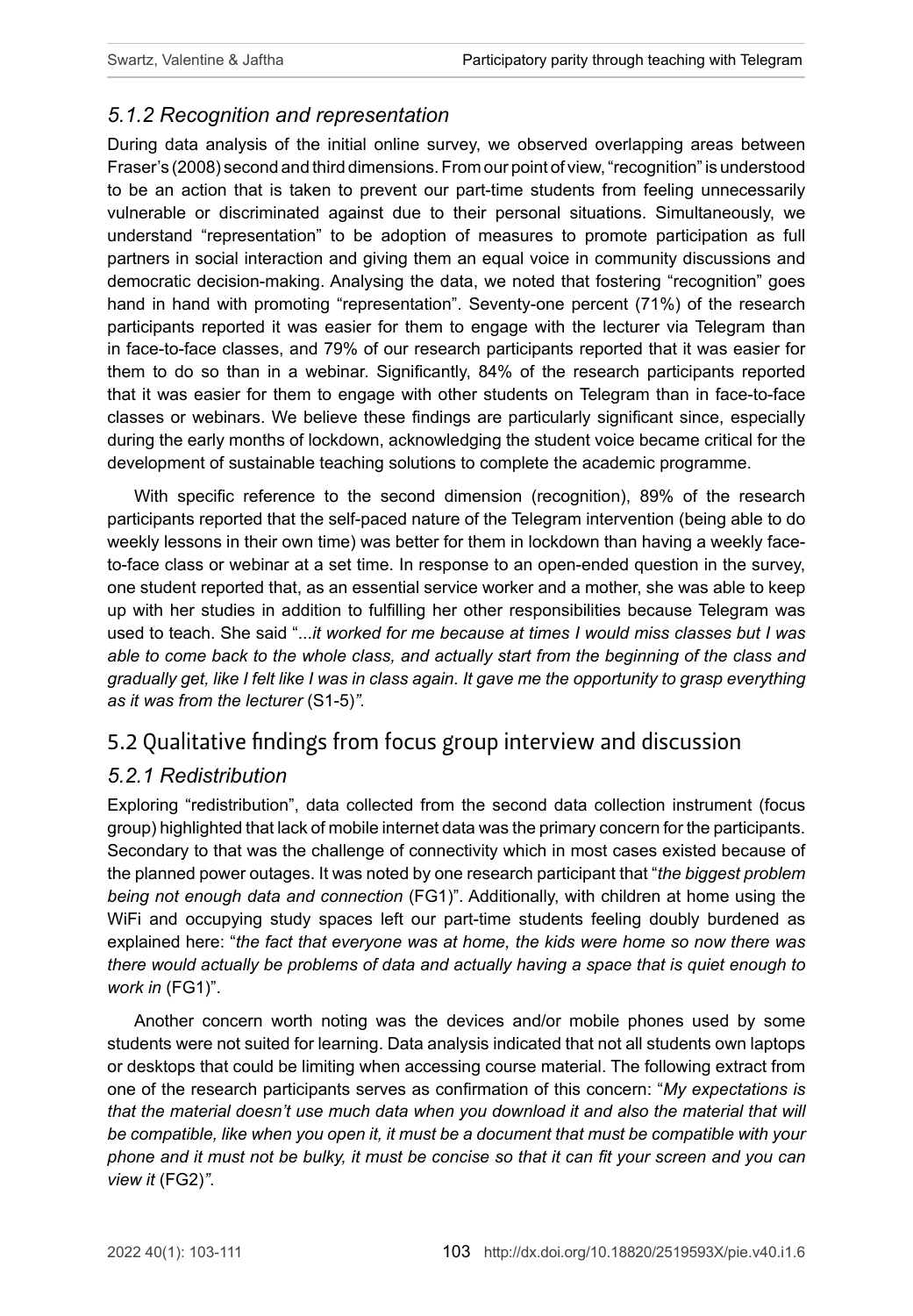### *5.1.2 Recognition and representation*

During data analysis of the initial online survey, we observed overlapping areas between Fraser's (2008) second and third dimensions. From our point of view, "recognition" is understood to be an action that is taken to prevent our part-time students from feeling unnecessarily vulnerable or discriminated against due to their personal situations. Simultaneously, we understand "representation" to be adoption of measures to promote participation as full partners in social interaction and giving them an equal voice in community discussions and democratic decision-making. Analysing the data, we noted that fostering "recognition" goes hand in hand with promoting "representation". Seventy-one percent (71%) of the research participants reported it was easier for them to engage with the lecturer via Telegram than in face-to-face classes, and 79% of our research participants reported that it was easier for them to do so than in a webinar. Significantly, 84% of the research participants reported that it was easier for them to engage with other students on Telegram than in face-to-face classes or webinars. We believe these findings are particularly significant since, especially during the early months of lockdown, acknowledging the student voice became critical for the development of sustainable teaching solutions to complete the academic programme.

With specific reference to the second dimension (recognition), 89% of the research participants reported that the self-paced nature of the Telegram intervention (being able to do weekly lessons in their own time) was better for them in lockdown than having a weekly face-to-face class or webinar at a set time. In response to an open-ended question in the survey, one student reported that, as an essential service worker and a mother, she was able to keep up with her studies in addition to fulfilling her other responsibilities because Telegram was used to teach. She said "*...it worked for me because at times I would miss classes but I was able to come back to the whole class, and actually start from the beginning of the class and gradually get, like I felt like I was in class again. It gave me the opportunity to grasp everything as it was from the lecturer* (S1-5)*"*.

## 5.2 Qualitative findings from focus group interview and discussion

### *5.2.1 Redistribution*

Exploring "redistribution", data collected from the second data collection instrument (focus group) highlighted that lack of mobile internet data was the primary concern for the participants. Secondary to that was the challenge of connectivity which in most cases existed because of the planned power outages. It was noted by one research participant that "*the biggest problem being not enough data and connection* (FG1)". Additionally, with children at home using the WiFi and occupying study spaces left our part-time students feeling doubly burdened as explained here: "*the fact that everyone was at home, the kids were home so now there was there would actually be problems of data and actually having a space that is quiet enough to work in* (FG1)".

Another concern worth noting was the devices and/or mobile phones used by some students were not suited for learning. Data analysis indicated that not all students own laptops or desktops that could be limiting when accessing course material. The following extract from one of the research participants serves as confirmation of this concern: "*My expectations is that the material doesn't use much data when you download it and also the material that will be compatible, like when you open it, it must be a document that must be compatible with your phone and it must not be bulky, it must be concise so that it can fit your screen and you can view it* (FG2)*"*.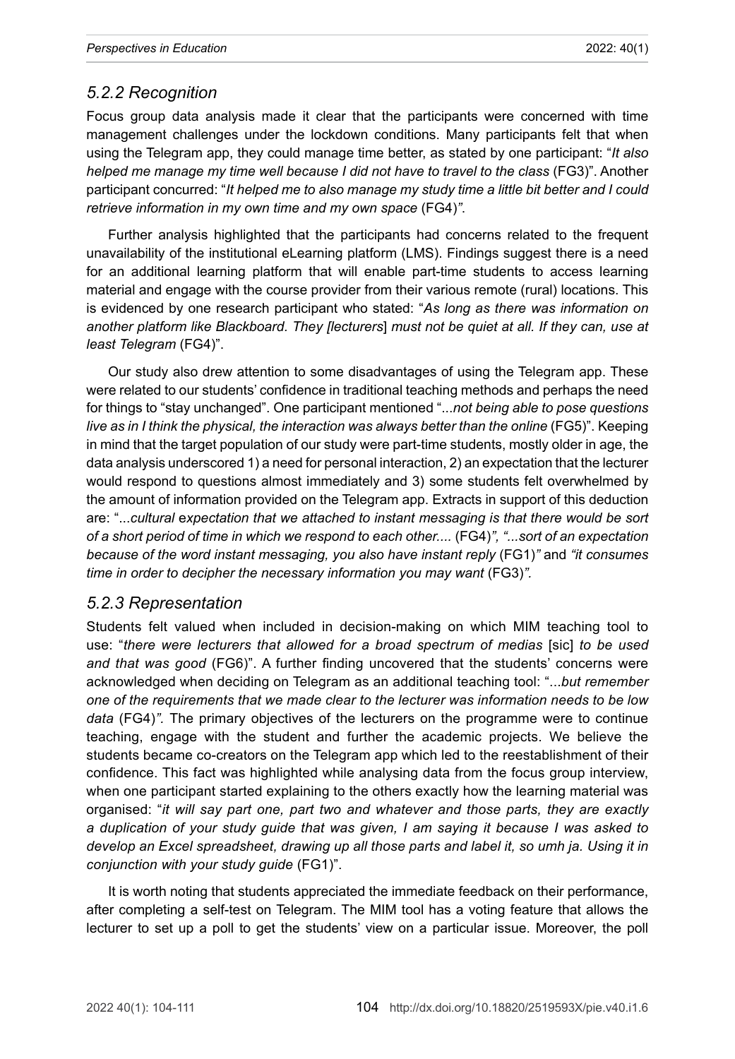### *5.2.2 Recognition*

Focus group data analysis made it clear that the participants were concerned with time management challenges under the lockdown conditions. Many participants felt that when using the Telegram app, they could manage time better, as stated by one participant: "*It also helped me manage my time well because I did not have to travel to the class* (FG3)". Another participant concurred: "*It helped me to also manage my study time a little bit better and I could retrieve information in my own time and my own space* (FG4)*"*.

Further analysis highlighted that the participants had concerns related to the frequent unavailability of the institutional eLearning platform (LMS). Findings suggest there is a need for an additional learning platform that will enable part-time students to access learning material and engage with the course provider from their various remote (rural) locations. This is evidenced by one research participant who stated: "*As long as there was information on another platform like Blackboard. They [lecturers*] *must not be quiet at all. If they can, use at least Telegram* (FG4)".

Our study also drew attention to some disadvantages of using the Telegram app. These were related to our students' confidence in traditional teaching methods and perhaps the need for things to "stay unchanged". One participant mentioned "...*not being able to pose questions live as in I think the physical, the interaction was always better than the online* (FG5)". Keeping in mind that the target population of our study were part-time students, mostly older in age, the data analysis underscored 1) a need for personal interaction, 2) an expectation that the lecturer would respond to questions almost immediately and 3) some students felt overwhelmed by the amount of information provided on the Telegram app. Extracts in support of this deduction are: "...*cultural expectation that we attached to instant messaging is that there would be sort of a short period of time in which we respond to each other....* (FG4)*", "...sort of an expectation because of the word instant messaging, you also have instant reply* (FG1)*"* and *"it consumes time in order to decipher the necessary information you may want* (FG3)*".*

### *5.2.3 Representation*

Students felt valued when included in decision-making on which MIM teaching tool to use: "*there were lecturers that allowed for a broad spectrum of medias* [sic] *to be used and that was good* (FG6)". A further finding uncovered that the students' concerns were acknowledged when deciding on Telegram as an additional teaching tool: "...*but remember one of the requirements that we made clear to the lecturer was information needs to be low data* (FG4)*".* The primary objectives of the lecturers on the programme were to continue teaching, engage with the student and further the academic projects. We believe the students became co-creators on the Telegram app which led to the reestablishment of their confidence. This fact was highlighted while analysing data from the focus group interview, when one participant started explaining to the others exactly how the learning material was organised: "*it will say part one, part two and whatever and those parts, they are exactly a duplication of your study guide that was given, I am saying it because I was asked to develop an Excel spreadsheet, drawing up all those parts and label it, so umh ja. Using it in conjunction with your study guide* (FG1)".

It is worth noting that students appreciated the immediate feedback on their performance, after completing a self-test on Telegram. The MIM tool has a voting feature that allows the lecturer to set up a poll to get the students' view on a particular issue. Moreover, the poll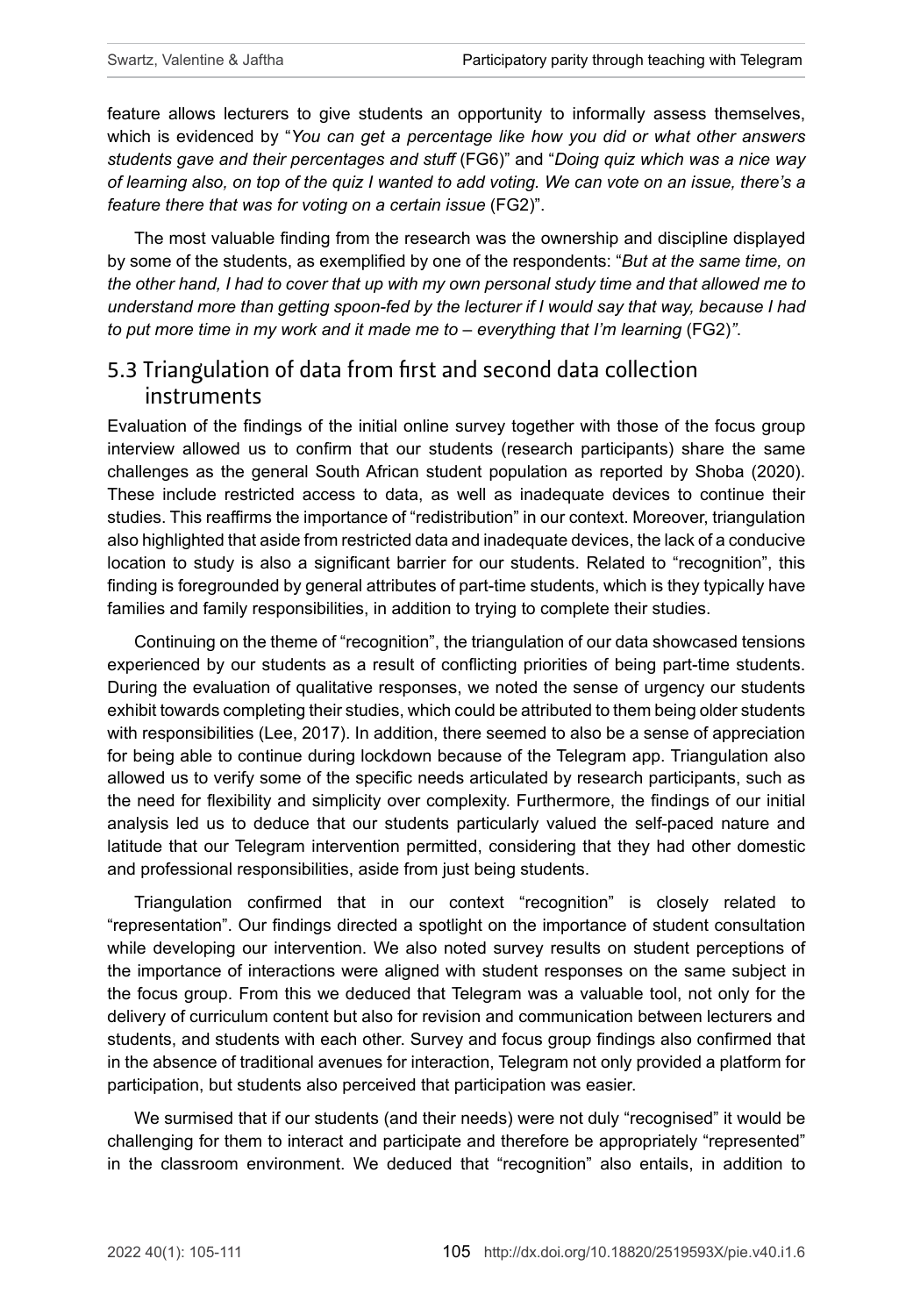feature allows lecturers to give students an opportunity to informally assess themselves, which is evidenced by "*You can get a percentage like how you did or what other answers students gave and their percentages and stuff* (FG6)" and "*Doing quiz which was a nice way of learning also, on top of the quiz I wanted to add voting. We can vote on an issue, there's a feature there that was for voting on a certain issue* (FG2)".

The most valuable finding from the research was the ownership and discipline displayed by some of the students, as exemplified by one of the respondents: "*But at the same time, on the other hand, I had to cover that up with my own personal study time and that allowed me to understand more than getting spoon-fed by the lecturer if I would say that way, because I had to put more time in my work and it made me to – everything that I'm learning* (FG2)*"*.

## 5.3 Triangulation of data from first and second data collection instruments

Evaluation of the findings of the initial online survey together with those of the focus group interview allowed us to confirm that our students (research participants) share the same challenges as the general South African student population as reported by Shoba (2020). These include restricted access to data, as well as inadequate devices to continue their studies. This reaffirms the importance of "redistribution" in our context. Moreover, triangulation also highlighted that aside from restricted data and inadequate devices, the lack of a conducive location to study is also a significant barrier for our students. Related to "recognition", this finding is foregrounded by general attributes of part-time students, which is they typically have families and family responsibilities, in addition to trying to complete their studies.

Continuing on the theme of "recognition", the triangulation of our data showcased tensions experienced by our students as a result of conflicting priorities of being part-time students. During the evaluation of qualitative responses, we noted the sense of urgency our students exhibit towards completing their studies, which could be attributed to them being older students with responsibilities (Lee, 2017). In addition, there seemed to also be a sense of appreciation for being able to continue during lockdown because of the Telegram app. Triangulation also allowed us to verify some of the specific needs articulated by research participants, such as the need for flexibility and simplicity over complexity. Furthermore, the findings of our initial analysis led us to deduce that our students particularly valued the self-paced nature and latitude that our Telegram intervention permitted, considering that they had other domestic and professional responsibilities, aside from just being students.

Triangulation confirmed that in our context "recognition" is closely related to "representation". Our findings directed a spotlight on the importance of student consultation while developing our intervention. We also noted survey results on student perceptions of the importance of interactions were aligned with student responses on the same subject in the focus group. From this we deduced that Telegram was a valuable tool, not only for the delivery of curriculum content but also for revision and communication between lecturers and students, and students with each other. Survey and focus group findings also confirmed that in the absence of traditional avenues for interaction, Telegram not only provided a platform for participation, but students also perceived that participation was easier.

We surmised that if our students (and their needs) were not duly "recognised" it would be challenging for them to interact and participate and therefore be appropriately "represented" in the classroom environment. We deduced that "recognition" also entails, in addition to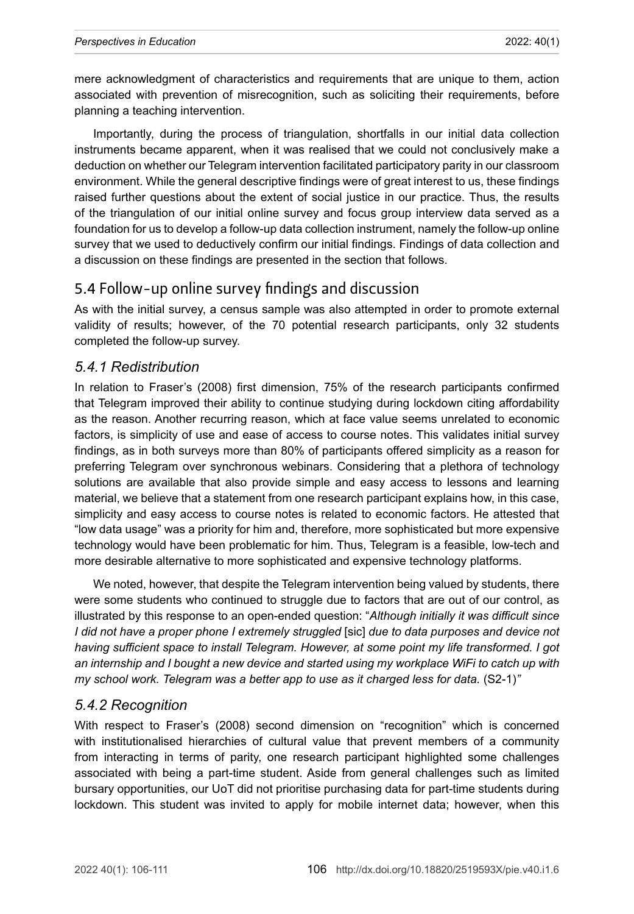mere acknowledgment of characteristics and requirements that are unique to them, action associated with prevention of misrecognition, such as soliciting their requirements, before planning a teaching intervention.

Importantly, during the process of triangulation, shortfalls in our initial data collection instruments became apparent, when it was realised that we could not conclusively make a deduction on whether our Telegram intervention facilitated participatory parity in our classroom environment. While the general descriptive findings were of great interest to us, these findings raised further questions about the extent of social justice in our practice. Thus, the results of the triangulation of our initial online survey and focus group interview data served as a foundation for us to develop a follow-up data collection instrument, namely the follow-up online survey that we used to deductively confirm our initial findings. Findings of data collection and a discussion on these findings are presented in the section that follows.

## 5.4 Follow-up online survey findings and discussion

As with the initial survey, a census sample was also attempted in order to promote external validity of results; however, of the 70 potential research participants, only 32 students completed the follow-up survey.

### *5.4.1 Redistribution*

In relation to Fraser's (2008) first dimension, 75% of the research participants confirmed that Telegram improved their ability to continue studying during lockdown citing affordability as the reason. Another recurring reason, which at face value seems unrelated to economic factors, is simplicity of use and ease of access to course notes. This validates initial survey findings, as in both surveys more than 80% of participants offered simplicity as a reason for preferring Telegram over synchronous webinars. Considering that a plethora of technology solutions are available that also provide simple and easy access to lessons and learning material, we believe that a statement from one research participant explains how, in this case, simplicity and easy access to course notes is related to economic factors. He attested that "low data usage" was a priority for him and, therefore, more sophisticated but more expensive technology would have been problematic for him. Thus, Telegram is a feasible, low-tech and more desirable alternative to more sophisticated and expensive technology platforms.

We noted, however, that despite the Telegram intervention being valued by students, there were some students who continued to struggle due to factors that are out of our control, as illustrated by this response to an open-ended question: "*Although initially it was difficult since I did not have a proper phone I extremely struggled* [sic] *due to data purposes and device not having sufficient space to install Telegram. However, at some point my life transformed. I got an internship and I bought a new device and started using my workplace WiFi to catch up with my school work. Telegram was a better app to use as it charged less for data.* (S2-1)"

### *5.4.2 Recognition*

With respect to Fraser's (2008) second dimension on "recognition" which is concerned with institutionalised hierarchies of cultural value that prevent members of a community from interacting in terms of parity, one research participant highlighted some challenges associated with being a part-time student. Aside from general challenges such as limited bursary opportunities, our UoT did not prioritise purchasing data for part-time students during lockdown. This student was invited to apply for mobile internet data; however, when this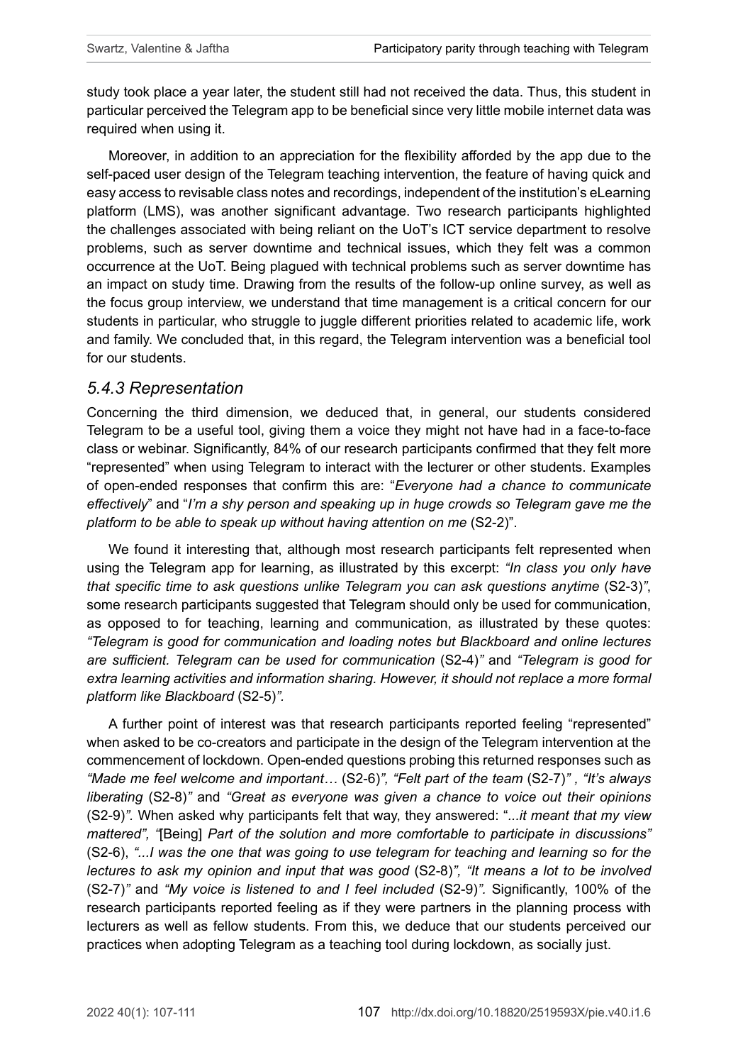study took place a year later, the student still had not received the data. Thus, this student in particular perceived the Telegram app to be beneficial since very little mobile internet data was required when using it.

Moreover, in addition to an appreciation for the flexibility afforded by the app due to the self-paced user design of the Telegram teaching intervention, the feature of having quick and easy access to revisable class notes and recordings, independent of the institution's eLearning platform (LMS), was another significant advantage. Two research participants highlighted the challenges associated with being reliant on the UoT's ICT service department to resolve problems, such as server downtime and technical issues, which they felt was a common occurrence at the UoT. Being plagued with technical problems such as server downtime has an impact on study time. Drawing from the results of the follow-up online survey, as well as the focus group interview, we understand that time management is a critical concern for our students in particular, who struggle to juggle different priorities related to academic life, work and family. We concluded that, in this regard, the Telegram intervention was a beneficial tool for our students.

### *5.4.3 Representation*

Concerning the third dimension, we deduced that, in general, our students considered Telegram to be a useful tool, giving them a voice they might not have had in a face-to-face class or webinar. Significantly, 84% of our research participants confirmed that they felt more "represented" when using Telegram to interact with the lecturer or other students. Examples of open-ended responses that confirm this are: "*Everyone had a chance to communicate effectively*" and "*I'm a shy person and speaking up in huge crowds so Telegram gave me the platform to be able to speak up without having attention on me* (S2-2)".

We found it interesting that, although most research participants felt represented when using the Telegram app for learning, as illustrated by this excerpt: *"In class you only have that specific time to ask questions unlike Telegram you can ask questions anytime* (S2-3)*"*, some research participants suggested that Telegram should only be used for communication, as opposed to for teaching, learning and communication, as illustrated by these quotes: *"Telegram is good for communication and loading notes but Blackboard and online lectures are sufficient. Telegram can be used for communication* (S2-4)*"* and *"Telegram is good for extra learning activities and information sharing. However, it should not replace a more formal platform like Blackboard* (S2-5)*"*.

A further point of interest was that research participants reported feeling "represented" when asked to be co-creators and participate in the design of the Telegram intervention at the commencement of lockdown. Open-ended questions probing this returned responses such as *"Made me feel welcome and important…* (S2-6)*", "Felt part of the team* (S2-7)*" , "It's always liberating* (S2-8)*"* and *"Great as everyone was given a chance to voice out their opinions* (S2-9)*"*. When asked why participants felt that way, they answered: "*...it meant that my view mattered", "*[Being] *Part of the solution and more comfortable to participate in discussions"* (S2-6), *"...I was the one that was going to use telegram for teaching and learning so for the lectures to ask my opinion and input that was good* (S2-8)*", "It means a lot to be involved* (S2-7)*"* and *"My voice is listened to and I feel included* (S2-9)*"*. Significantly, 100% of the research participants reported feeling as if they were partners in the planning process with lecturers as well as fellow students. From this, we deduce that our students perceived our practices when adopting Telegram as a teaching tool during lockdown, as socially just.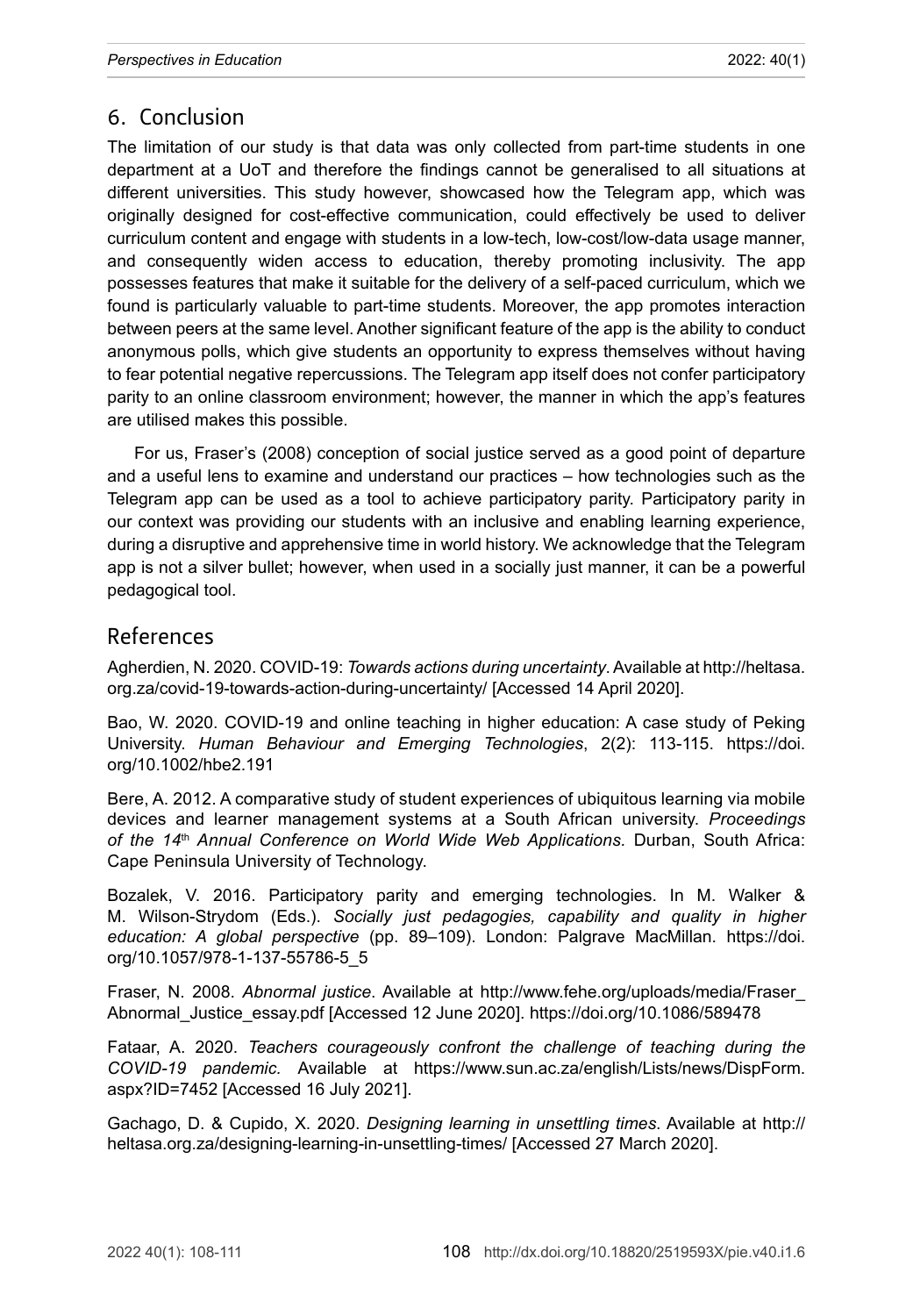## 6. Conclusion

The limitation of our study is that data was only collected from part-time students in one department at a UoT and therefore the findings cannot be generalised to all situations at different universities. This study however, showcased how the Telegram app, which was originally designed for cost-effective communication, could effectively be used to deliver curriculum content and engage with students in a low-tech, low-cost/low-data usage manner, and consequently widen access to education, thereby promoting inclusivity. The app possesses features that make it suitable for the delivery of a self-paced curriculum, which we found is particularly valuable to part-time students. Moreover, the app promotes interaction between peers at the same level. Another significant feature of the app is the ability to conduct anonymous polls, which give students an opportunity to express themselves without having to fear potential negative repercussions. The Telegram app itself does not confer participatory parity to an online classroom environment; however, the manner in which the app's features are utilised makes this possible.

For us, Fraser's (2008) conception of social justice served as a good point of departure and a useful lens to examine and understand our practices – how technologies such as the Telegram app can be used as a tool to achieve participatory parity. Participatory parity in our context was providing our students with an inclusive and enabling learning experience, during a disruptive and apprehensive time in world history. We acknowledge that the Telegram app is not a silver bullet; however, when used in a socially just manner, it can be a powerful pedagogical tool.

## References

Agherdien, N. 2020. COVID-19: *Towards actions during uncertainty*. Available at http://heltasa.org.za/covid-19-towards-action-during-uncertainty/ [Accessed 14 April 2020].

Bao, W. 2020. COVID-19 and online teaching in higher education: A case study of Peking University. *Human Behaviour and Emerging Technologies*, 2(2): 113-115. https://doi.org/10.1002/hbe2.191

Bere, A. 2012. A comparative study of student experiences of ubiquitous learning via mobile devices and learner management systems at a South African university. *Proceedings of the 14th Annual Conference on World Wide Web Applications.* Durban, South Africa: Cape Peninsula University of Technology.

Bozalek, V. 2016. Participatory parity and emerging technologies. In M. Walker & M. Wilson-Strydom (Eds.). *Socially just pedagogies, capability and quality in higher education: A global perspective* (pp. 89–109). London: Palgrave MacMillan. https://doi.org/10.1057/978-1-137-55786-5_5

Fraser, N. 2008. *Abnormal justice*. Available at http://www.fehe.org/uploads/media/Fraser_Abnormal_Justice_essay.pdf [Accessed 12 June 2020]. https://doi.org/10.1086/589478

Fataar, A. 2020. *Teachers courageously confront the challenge of teaching during the COVID-19 pandemic.* Available at https://www.sun.ac.za/english/Lists/news/DispForm.aspx?ID=7452 [Accessed 16 July 2021].

Gachago, D. & Cupido, X. 2020. *Designing learning in unsettling times*. Available at http://heltasa.org.za/designing-learning-in-unsettling-times/ [Accessed 27 March 2020].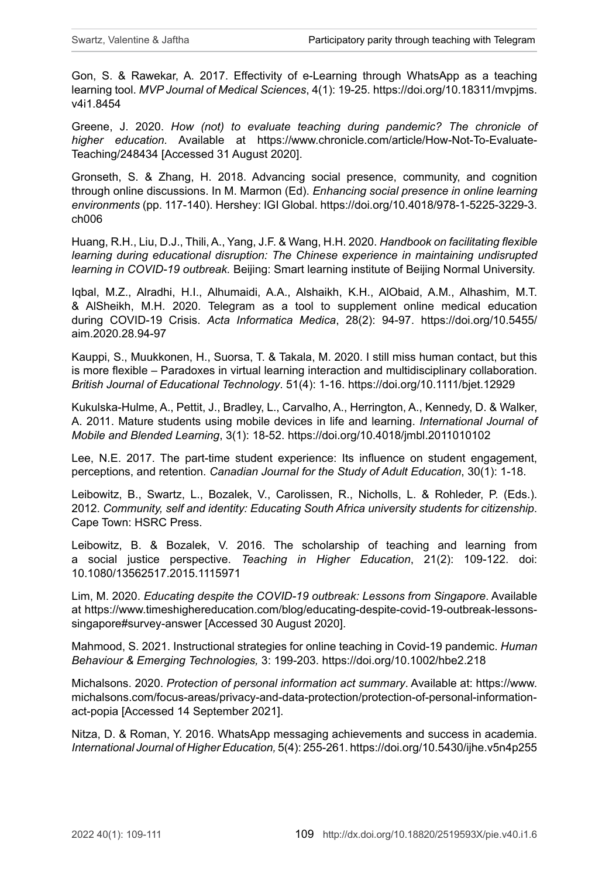Gon, S. & Rawekar, A. 2017. Effectivity of e-Learning through WhatsApp as a teaching learning tool. *MVP Journal of Medical Sciences*, 4(1): 19-25. https://doi.org/10.18311/mvpjms.v4i1.8454

Greene, J. 2020. *How (not) to evaluate teaching during pandemic? The chronicle of higher education*. Available at https://www.chronicle.com/article/How-Not-To-Evaluate-Teaching/248434 [Accessed 31 August 2020].

Gronseth, S. & Zhang, H. 2018. Advancing social presence, community, and cognition through online discussions. In M. Marmon (Ed). *Enhancing social presence in online learning environments* (pp. 117-140). Hershey: IGI Global. https://doi.org/10.4018/978-1-5225-3229-3.ch006

Huang, R.H., Liu, D.J., Thili, A., Yang, J.F. & Wang, H.H. 2020. *Handbook on facilitating flexible learning during educational disruption: The Chinese experience in maintaining undisrupted learning in COVID-19 outbreak.* Beijing: Smart learning institute of Beijing Normal University.

Iqbal, M.Z., Alradhi, H.I., Alhumaidi, A.A., Alshaikh, K.H., AlObaid, A.M., Alhashim, M.T. & AlSheikh, M.H. 2020. Telegram as a tool to supplement online medical education during COVID-19 Crisis. *Acta Informatica Medica*, 28(2): 94-97. https://doi.org/10.5455/aim.2020.28.94-97

Kauppi, S., Muukkonen, H., Suorsa, T. & Takala, M. 2020. I still miss human contact, but this is more flexible – Paradoxes in virtual learning interaction and multidisciplinary collaboration. *British Journal of Educational Technology*. 51(4): 1-16. https://doi.org/10.1111/bjet.12929

Kukulska-Hulme, A., Pettit, J., Bradley, L., Carvalho, A., Herrington, A., Kennedy, D. & Walker, A. 2011. Mature students using mobile devices in life and learning. *International Journal of Mobile and Blended Learning*, 3(1): 18-52. https://doi.org/10.4018/jmbl.2011010102

Lee, N.E. 2017. The part-time student experience: Its influence on student engagement, perceptions, and retention. *Canadian Journal for the Study of Adult Education*, 30(1): 1-18.

Leibowitz, B., Swartz, L., Bozalek, V., Carolissen, R., Nicholls, L. & Rohleder, P. (Eds.). 2012. *Community, self and identity: Educating South Africa university students for citizenship*. Cape Town: HSRC Press.

Leibowitz, B. & Bozalek, V. 2016. The scholarship of teaching and learning from a social justice perspective. *Teaching in Higher Education*, 21(2): 109-122. doi: 10.1080/13562517.2015.1115971

Lim, M. 2020. *Educating despite the COVID-19 outbreak: Lessons from Singapore*. Available at https://www.timeshighereducation.com/blog/educating-despite-covid-19-outbreak-lessons-singapore#survey-answer [Accessed 30 August 2020].

Mahmood, S. 2021. Instructional strategies for online teaching in Covid-19 pandemic. *Human Behaviour & Emerging Technologies,* 3: 199-203. https://doi.org/10.1002/hbe2.218

Michalsons. 2020. *Protection of personal information act summary*. Available at: https://www.michalsons.com/focus-areas/privacy-and-data-protection/protection-of-personal-information-act-popia [Accessed 14 September 2021].

Nitza, D. & Roman, Y. 2016. WhatsApp messaging achievements and success in academia. *International Journal of Higher Education,* 5(4): 255-261. https://doi.org/10.5430/ijhe.v5n4p255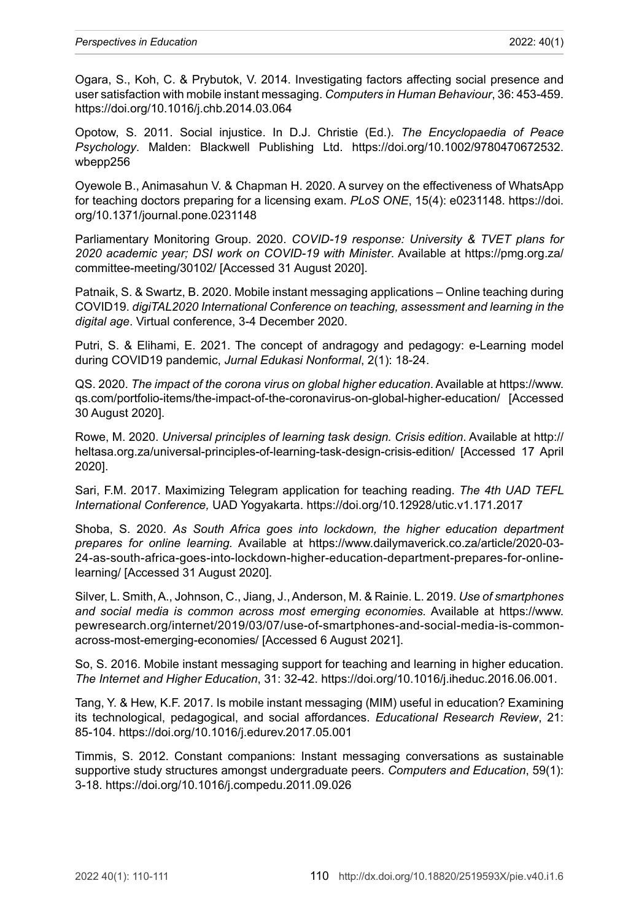Ogara, S., Koh, C. & Prybutok, V. 2014. Investigating factors affecting social presence and user satisfaction with mobile instant messaging. *Computers in Human Behaviour*, 36: 453-459. https://doi.org/10.1016/j.chb.2014.03.064

Opotow, S. 2011. Social injustice. In D.J. Christie (Ed.). *The Encyclopaedia of Peace Psychology*. Malden: Blackwell Publishing Ltd. https://doi.org/10.1002/9780470672532.wbepp256

Oyewole B., Animasahun V. & Chapman H. 2020. A survey on the effectiveness of WhatsApp for teaching doctors preparing for a licensing exam. *PLoS ONE*, 15(4): e0231148. https://doi.org/10.1371/journal.pone.0231148

Parliamentary Monitoring Group. 2020. *COVID-19 response: University & TVET plans for 2020 academic year; DSI work on COVID-19 with Minister*. Available at https://pmg.org.za/committee-meeting/30102/ [Accessed 31 August 2020].

Patnaik, S. & Swartz, B. 2020. Mobile instant messaging applications – Online teaching during COVID19. *digiTAL2020 International Conference on teaching, assessment and learning in the digital age*. Virtual conference, 3-4 December 2020.

Putri, S. & Elihami, E. 2021. The concept of andragogy and pedagogy: e-Learning model during COVID19 pandemic, *Jurnal Edukasi Nonformal*, 2(1): 18-24.

QS. 2020. *The impact of the corona virus on global higher education*. Available at https://www.qs.com/portfolio-items/the-impact-of-the-coronavirus-on-global-higher-education/ [Accessed 30 August 2020].

Rowe, M. 2020. *Universal principles of learning task design. Crisis edition*. Available at http://heltasa.org.za/universal-principles-of-learning-task-design-crisis-edition/ [Accessed 17 April 2020].

Sari, F.M. 2017. Maximizing Telegram application for teaching reading. *The 4th UAD TEFL International Conference,* UAD Yogyakarta. https://doi.org/10.12928/utic.v1.171.2017

Shoba, S. 2020. *As South Africa goes into lockdown, the higher education department prepares for online learning.* Available at https://www.dailymaverick.co.za/article/2020-03-24-as-south-africa-goes-into-lockdown-higher-education-department-prepares-for-online-learning/ [Accessed 31 August 2020].

Silver, L. Smith, A., Johnson, C., Jiang, J., Anderson, M. & Rainie. L. 2019. *Use of smartphones and social media is common across most emerging economies.* Available at https://www.pewresearch.org/internet/2019/03/07/use-of-smartphones-and-social-media-is-common-across-most-emerging-economies/ [Accessed 6 August 2021].

So, S. 2016. Mobile instant messaging support for teaching and learning in higher education. *The Internet and Higher Education*, 31: 32-42. https://doi.org/10.1016/j.iheduc.2016.06.001.

Tang, Y. & Hew, K.F. 2017. Is mobile instant messaging (MIM) useful in education? Examining its technological, pedagogical, and social affordances. *Educational Research Review*, 21: 85-104. https://doi.org/10.1016/j.edurev.2017.05.001

Timmis, S. 2012. Constant companions: Instant messaging conversations as sustainable supportive study structures amongst undergraduate peers. *Computers and Education*, 59(1): 3-18. https://doi.org/10.1016/j.compedu.2011.09.026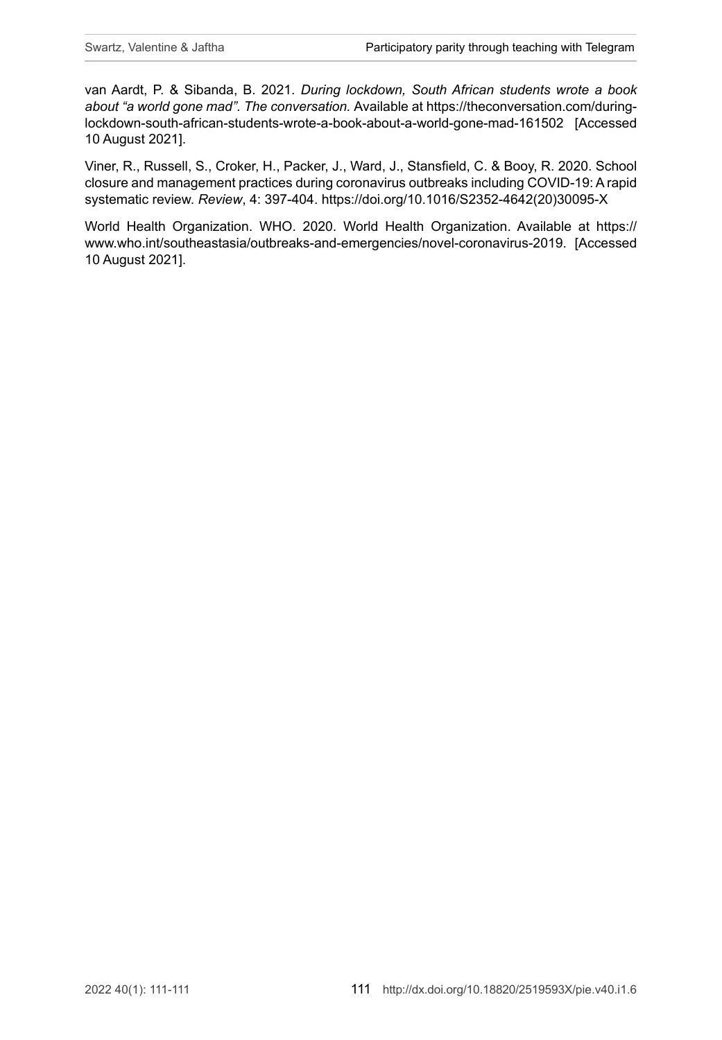van Aardt, P. & Sibanda, B. 2021. *During lockdown, South African students wrote a book about "a world gone mad". The conversation.* Available at https://theconversation.com/during-lockdown-south-african-students-wrote-a-book-about-a-world-gone-mad-161502 [Accessed 10 August 2021].

Viner, R., Russell, S., Croker, H., Packer, J., Ward, J., Stansfield, C. & Booy, R. 2020. School closure and management practices during coronavirus outbreaks including COVID-19: A rapid systematic review. *Review*, 4: 397-404. https://doi.org/10.1016/S2352-4642(20)30095-X

World Health Organization. WHO. 2020. World Health Organization. Available at https://www.who.int/southeastasia/outbreaks-and-emergencies/novel-coronavirus-2019. [Accessed 10 August 2021].